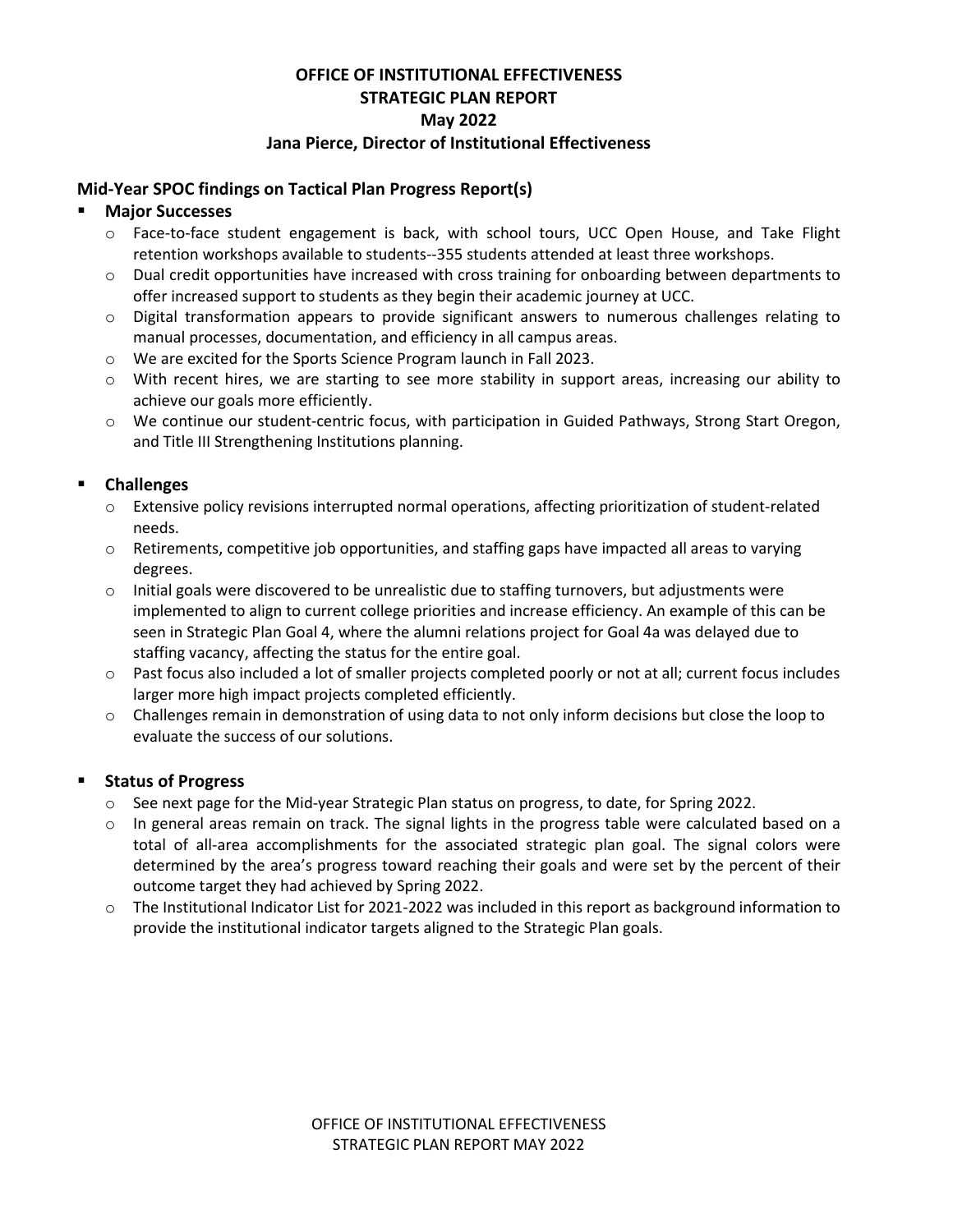# OFFICE OF INSTITUTIONAL EFFECTIVENESS
# STRATEGIC PLAN REPORT
# May 2022
# Jana Pierce, Director of Institutional Effectiveness

## Mid-Year SPOC findings on Tactical Plan Progress Report(s)

- **Major Successes**
  - Face-to-face student engagement is back, with school tours, UCC Open House, and Take Flight retention workshops available to students--355 students attended at least three workshops.
  - Dual credit opportunities have increased with cross training for onboarding between departments to offer increased support to students as they begin their academic journey at UCC.
  - Digital transformation appears to provide significant answers to numerous challenges relating to manual processes, documentation, and efficiency in all campus areas.
  - We are excited for the Sports Science Program launch in Fall 2023.
  - With recent hires, we are starting to see more stability in support areas, increasing our ability to achieve our goals more efficiently.
  - We continue our student-centric focus, with participation in Guided Pathways, Strong Start Oregon, and Title III Strengthening Institutions planning.

- **Challenges**
  - Extensive policy revisions interrupted normal operations, affecting prioritization of student-related needs.
  - Retirements, competitive job opportunities, and staffing gaps have impacted all areas to varying degrees.
  - Initial goals were discovered to be unrealistic due to staffing turnovers, but adjustments were implemented to align to current college priorities and increase efficiency. An example of this can be seen in Strategic Plan Goal 4, where the alumni relations project for Goal 4a was delayed due to staffing vacancy, affecting the status for the entire goal.
  - Past focus also included a lot of smaller projects completed poorly or not at all; current focus includes larger more high impact projects completed efficiently.
  - Challenges remain in demonstration of using data to not only inform decisions but close the loop to evaluate the success of our solutions.

- **Status of Progress**
  - See next page for the Mid-year Strategic Plan status on progress, to date, for Spring 2022.
  - In general areas remain on track. The signal lights in the progress table were calculated based on a total of all-area accomplishments for the associated strategic plan goal. The signal colors were determined by the area's progress toward reaching their goals and were set by the percent of their outcome target they had achieved by Spring 2022.
  - The Institutional Indicator List for 2021-2022 was included in this report as background information to provide the institutional indicator targets aligned to the Strategic Plan goals.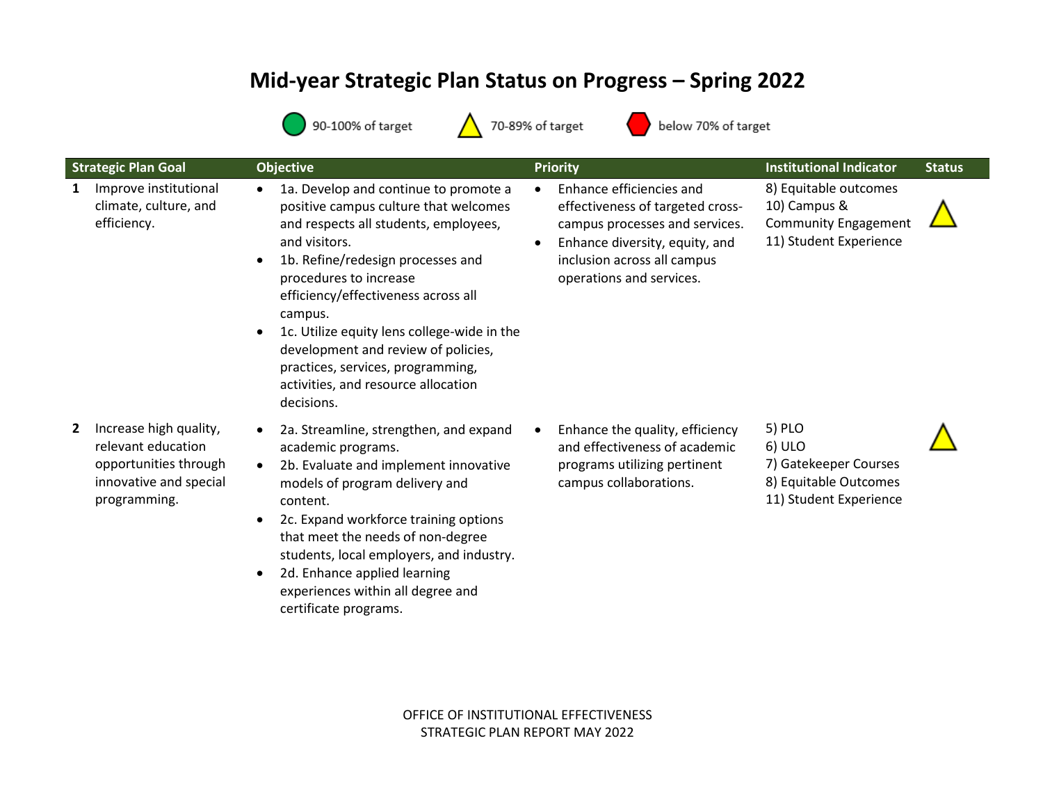# Mid-year Strategic Plan Status on Progress – Spring 2022

● 90-100% of target ▲ 70-89% of target ⬢ below 70% of target

| | Strategic Plan Goal | Objective | Priority | Institutional Indicator | Status |
|---|---|---|---|---|---|
| 1 | Improve institutional climate, culture, and efficiency. | • 1a. Develop and continue to promote a positive campus culture that welcomes and respects all students, employees, and visitors.<br>• 1b. Refine/redesign processes and procedures to increase efficiency/effectiveness across all campus.<br>• 1c. Utilize equity lens college-wide in the development and review of policies, practices, services, programming, activities, and resource allocation decisions. | • Enhance efficiencies and effectiveness of targeted cross-campus processes and services.<br>• Enhance diversity, equity, and inclusion across all campus operations and services. | 8) Equitable outcomes<br>10) Campus & Community Engagement<br>11) Student Experience | ▲ |
| 2 | Increase high quality, relevant education opportunities through innovative and special programming. | • 2a. Streamline, strengthen, and expand academic programs.<br>• 2b. Evaluate and implement innovative models of program delivery and content.<br>• 2c. Expand workforce training options that meet the needs of non-degree students, local employers, and industry.<br>• 2d. Enhance applied learning experiences within all degree and certificate programs. | • Enhance the quality, efficiency and effectiveness of academic programs utilizing pertinent campus collaborations. | 5) PLO<br>6) ULO<br>7) Gatekeeper Courses<br>8) Equitable Outcomes<br>11) Student Experience | ▲ |

OFFICE OF INSTITUTIONAL EFFECTIVENESS
STRATEGIC PLAN REPORT MAY 2022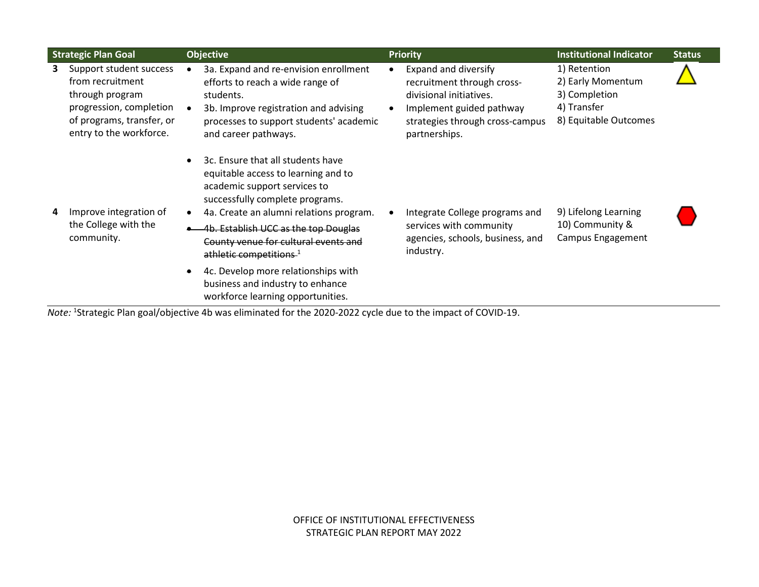| | Strategic Plan Goal | Objective | Priority | Institutional Indicator | Status |
|---|---|---|---|---|---|
| 3 | Support student success from recruitment through program progression, completion of programs, transfer, or entry to the workforce. | • 3a. Expand and re-envision enrollment efforts to reach a wide range of students.<br>• 3b. Improve registration and advising processes to support students' academic and career pathways.<br>• 3c. Ensure that all students have equitable access to learning and to academic support services to successfully complete programs. | • Expand and diversify recruitment through cross-divisional initiatives.<br>• Implement guided pathway strategies through cross-campus partnerships. | 1) Retention<br>2) Early Momentum<br>3) Completion<br>4) Transfer<br>8) Equitable Outcomes | |
| 4 | Improve integration of the College with the community. | • 4a. Create an alumni relations program.<br>• ~~4b. Establish UCC as the top Douglas County venue for cultural events and athletic competitions~~ [1]<br>• 4c. Develop more relationships with business and industry to enhance workforce learning opportunities. | • Integrate College programs and services with community agencies, schools, business, and industry. | 9) Lifelong Learning<br>10) Community & Campus Engagement | |

*Note:* [1]Strategic Plan goal/objective 4b was eliminated for the 2020-2022 cycle due to the impact of COVID-19.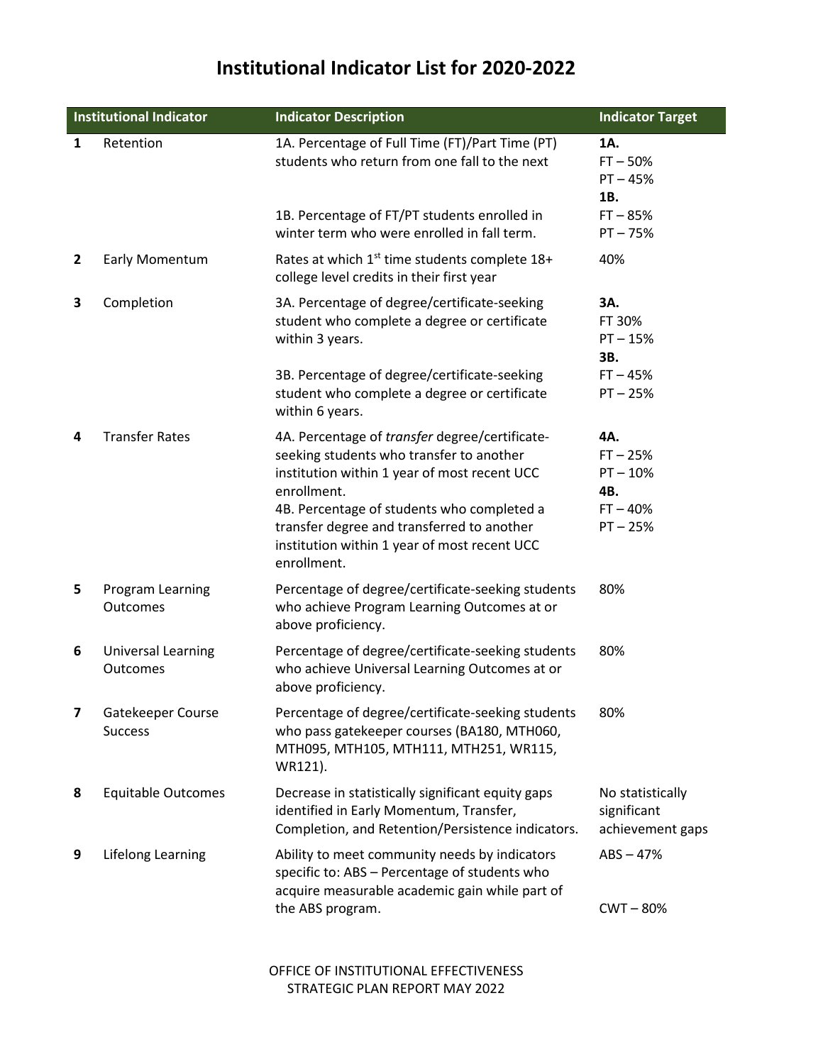# Institutional Indicator List for 2020-2022

| | Institutional Indicator | Indicator Description | Indicator Target |
|---|---|---|---|
| **1** | Retention | 1A. Percentage of Full Time (FT)/Part Time (PT) students who return from one fall to the next<br><br>1B. Percentage of FT/PT students enrolled in winter term who were enrolled in fall term. | **1A.**<br>FT – 50%<br>PT – 45%<br>**1B.**<br>FT – 85%<br>PT – 75% |
| **2** | Early Momentum | Rates at which 1st time students complete 18+ college level credits in their first year | 40% |
| **3** | Completion | 3A. Percentage of degree/certificate-seeking student who complete a degree or certificate within 3 years.<br><br>3B. Percentage of degree/certificate-seeking student who complete a degree or certificate within 6 years. | **3A.**<br>FT 30%<br>PT – 15%<br>**3B.**<br>FT – 45%<br>PT – 25% |
| **4** | Transfer Rates | 4A. Percentage of *transfer* degree/certificate-seeking students who transfer to another institution within 1 year of most recent UCC enrollment.<br>4B. Percentage of students who completed a transfer degree and transferred to another institution within 1 year of most recent UCC enrollment. | **4A.**<br>FT – 25%<br>PT – 10%<br>**4B.**<br>FT – 40%<br>PT – 25% |
| **5** | Program Learning Outcomes | Percentage of degree/certificate-seeking students who achieve Program Learning Outcomes at or above proficiency. | 80% |
| **6** | Universal Learning Outcomes | Percentage of degree/certificate-seeking students who achieve Universal Learning Outcomes at or above proficiency. | 80% |
| **7** | Gatekeeper Course Success | Percentage of degree/certificate-seeking students who pass gatekeeper courses (BA180, MTH060, MTH095, MTH105, MTH111, MTH251, WR115, WR121). | 80% |
| **8** | Equitable Outcomes | Decrease in statistically significant equity gaps identified in Early Momentum, Transfer, Completion, and Retention/Persistence indicators. | No statistically significant achievement gaps |
| **9** | Lifelong Learning | Ability to meet community needs by indicators specific to: ABS – Percentage of students who acquire measurable academic gain while part of the ABS program. | ABS – 47%<br><br>CWT – 80% |

OFFICE OF INSTITUTIONAL EFFECTIVENESS
STRATEGIC PLAN REPORT MAY 2022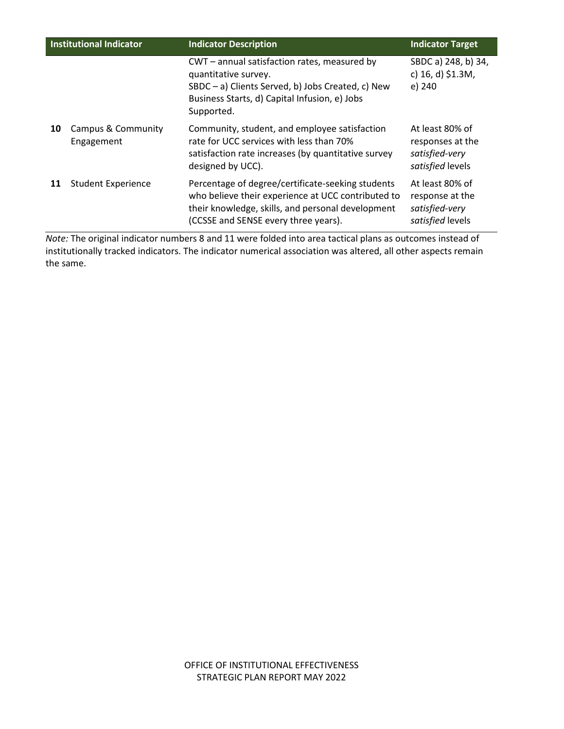| Institutional Indicator | | Indicator Description | Indicator Target |
|---|---|---|---|
| | | CWT – annual satisfaction rates, measured by quantitative survey.<br>SBDC – a) Clients Served, b) Jobs Created, c) New Business Starts, d) Capital Infusion, e) Jobs Supported. | SBDC a) 248, b) 34, c) 16, d) $1.3M, e) 240 |
| **10** | Campus & Community Engagement | Community, student, and employee satisfaction rate for UCC services with less than 70% satisfaction rate increases (by quantitative survey designed by UCC). | At least 80% of responses at the *satisfied-very satisfied* levels |
| **11** | Student Experience | Percentage of degree/certificate-seeking students who believe their experience at UCC contributed to their knowledge, skills, and personal development (CCSSE and SENSE every three years). | At least 80% of response at the *satisfied-very satisfied* levels |

*Note:* The original indicator numbers 8 and 11 were folded into area tactical plans as outcomes instead of institutionally tracked indicators. The indicator numerical association was altered, all other aspects remain the same.